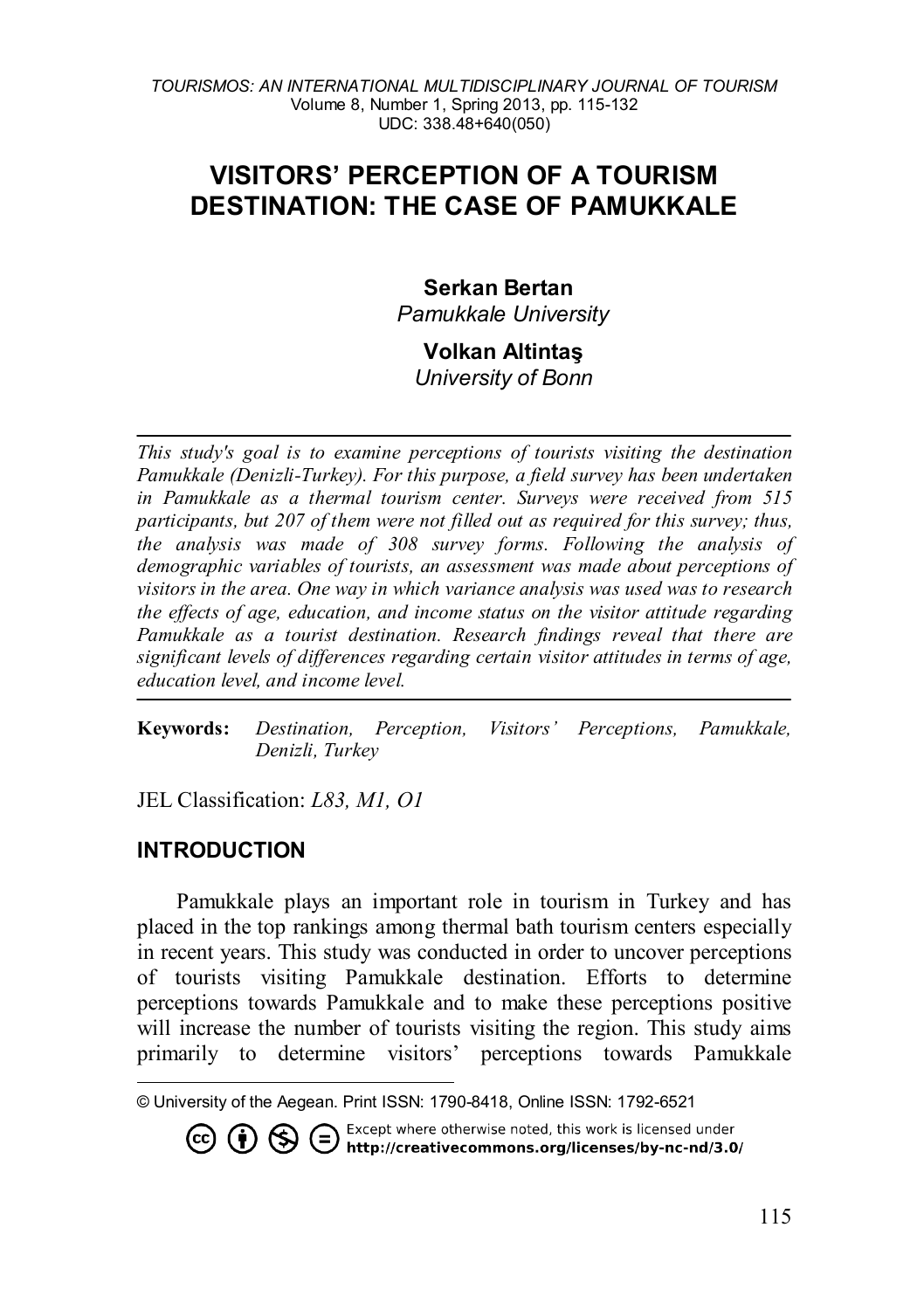# VISITORS' PERCEPTION OF A TOURISM DESTINATION: THE CASE OF PAMUKKALE

**Serkan Bertan**
*Pamukkale University*

**Volkan Altintaş**
*University of Bonn*

*This study's goal is to examine perceptions of tourists visiting the destination Pamukkale (Denizli-Turkey). For this purpose, a field survey has been undertaken in Pamukkale as a thermal tourism center. Surveys were received from 515 participants, but 207 of them were not filled out as required for this survey; thus, the analysis was made of 308 survey forms. Following the analysis of demographic variables of tourists, an assessment was made about perceptions of visitors in the area. One way in which variance analysis was used was to research the effects of age, education, and income status on the visitor attitude regarding Pamukkale as a tourist destination. Research findings reveal that there are significant levels of differences regarding certain visitor attitudes in terms of age, education level, and income level.*

**Keywords:** *Destination, Perception, Visitors' Perceptions, Pamukkale, Denizli, Turkey*

JEL Classification: *L83, M1, O1*

## INTRODUCTION

Pamukkale plays an important role in tourism in Turkey and has placed in the top rankings among thermal bath tourism centers especially in recent years. This study was conducted in order to uncover perceptions of tourists visiting Pamukkale destination. Efforts to determine perceptions towards Pamukkale and to make these perceptions positive will increase the number of tourists visiting the region. This study aims primarily to determine visitors' perceptions towards Pamukkale

© University of the Aegean. Print ISSN: 1790-8418, Online ISSN: 1792-6521

Except where otherwise noted, this work is licensed under **http://creativecommons.org/licenses/by-nc-nd/3.0/**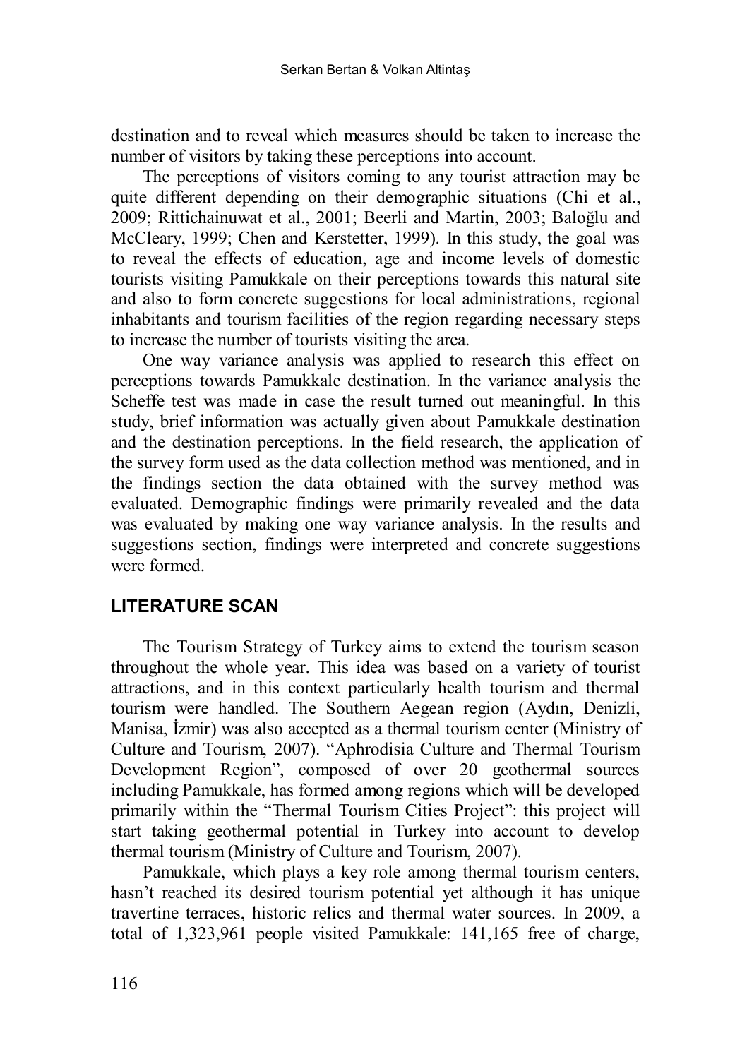destination and to reveal which measures should be taken to increase the number of visitors by taking these perceptions into account.

The perceptions of visitors coming to any tourist attraction may be quite different depending on their demographic situations (Chi et al., 2009; Rittichainuwat et al., 2001; Beerli and Martin, 2003; Baloğlu and McCleary, 1999; Chen and Kerstetter, 1999). In this study, the goal was to reveal the effects of education, age and income levels of domestic tourists visiting Pamukkale on their perceptions towards this natural site and also to form concrete suggestions for local administrations, regional inhabitants and tourism facilities of the region regarding necessary steps to increase the number of tourists visiting the area.

One way variance analysis was applied to research this effect on perceptions towards Pamukkale destination. In the variance analysis the Scheffe test was made in case the result turned out meaningful. In this study, brief information was actually given about Pamukkale destination and the destination perceptions. In the field research, the application of the survey form used as the data collection method was mentioned, and in the findings section the data obtained with the survey method was evaluated. Demographic findings were primarily revealed and the data was evaluated by making one way variance analysis. In the results and suggestions section, findings were interpreted and concrete suggestions were formed.

## LITERATURE SCAN

The Tourism Strategy of Turkey aims to extend the tourism season throughout the whole year. This idea was based on a variety of tourist attractions, and in this context particularly health tourism and thermal tourism were handled. The Southern Aegean region (Aydın, Denizli, Manisa, İzmir) was also accepted as a thermal tourism center (Ministry of Culture and Tourism, 2007). "Aphrodisia Culture and Thermal Tourism Development Region", composed of over 20 geothermal sources including Pamukkale, has formed among regions which will be developed primarily within the "Thermal Tourism Cities Project": this project will start taking geothermal potential in Turkey into account to develop thermal tourism (Ministry of Culture and Tourism, 2007).

Pamukkale, which plays a key role among thermal tourism centers, hasn't reached its desired tourism potential yet although it has unique travertine terraces, historic relics and thermal water sources. In 2009, a total of 1,323,961 people visited Pamukkale: 141,165 free of charge,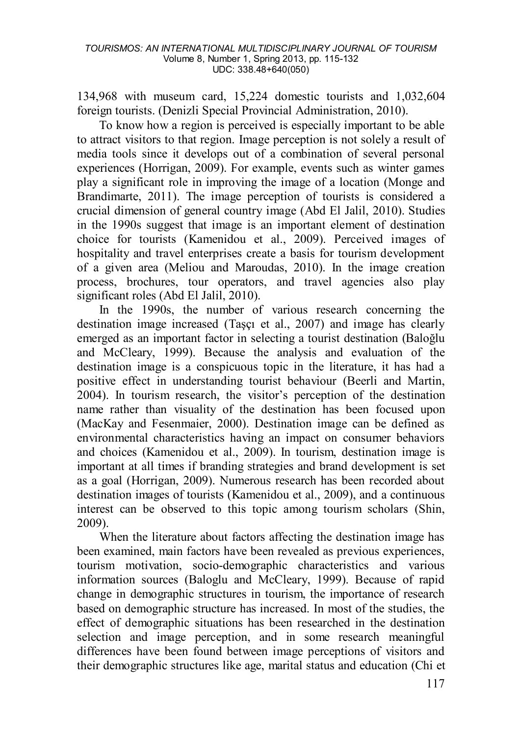134,968 with museum card, 15,224 domestic tourists and 1,032,604 foreign tourists. (Denizli Special Provincial Administration, 2010).

To know how a region is perceived is especially important to be able to attract visitors to that region. Image perception is not solely a result of media tools since it develops out of a combination of several personal experiences (Horrigan, 2009). For example, events such as winter games play a significant role in improving the image of a location (Monge and Brandimarte, 2011). The image perception of tourists is considered a crucial dimension of general country image (Abd El Jalil, 2010). Studies in the 1990s suggest that image is an important element of destination choice for tourists (Kamenidou et al., 2009). Perceived images of hospitality and travel enterprises create a basis for tourism development of a given area (Meliou and Maroudas, 2010). In the image creation process, brochures, tour operators, and travel agencies also play significant roles (Abd El Jalil, 2010).

In the 1990s, the number of various research concerning the destination image increased (Taşçı et al., 2007) and image has clearly emerged as an important factor in selecting a tourist destination (Baloğlu and McCleary, 1999). Because the analysis and evaluation of the destination image is a conspicuous topic in the literature, it has had a positive effect in understanding tourist behaviour (Beerli and Martin, 2004). In tourism research, the visitor's perception of the destination name rather than visuality of the destination has been focused upon (MacKay and Fesenmaier, 2000). Destination image can be defined as environmental characteristics having an impact on consumer behaviors and choices (Kamenidou et al., 2009). In tourism, destination image is important at all times if branding strategies and brand development is set as a goal (Horrigan, 2009). Numerous research has been recorded about destination images of tourists (Kamenidou et al., 2009), and a continuous interest can be observed to this topic among tourism scholars (Shin, 2009).

When the literature about factors affecting the destination image has been examined, main factors have been revealed as previous experiences, tourism motivation, socio-demographic characteristics and various information sources (Baloglu and McCleary, 1999). Because of rapid change in demographic structures in tourism, the importance of research based on demographic structure has increased. In most of the studies, the effect of demographic situations has been researched in the destination selection and image perception, and in some research meaningful differences have been found between image perceptions of visitors and their demographic structures like age, marital status and education (Chi et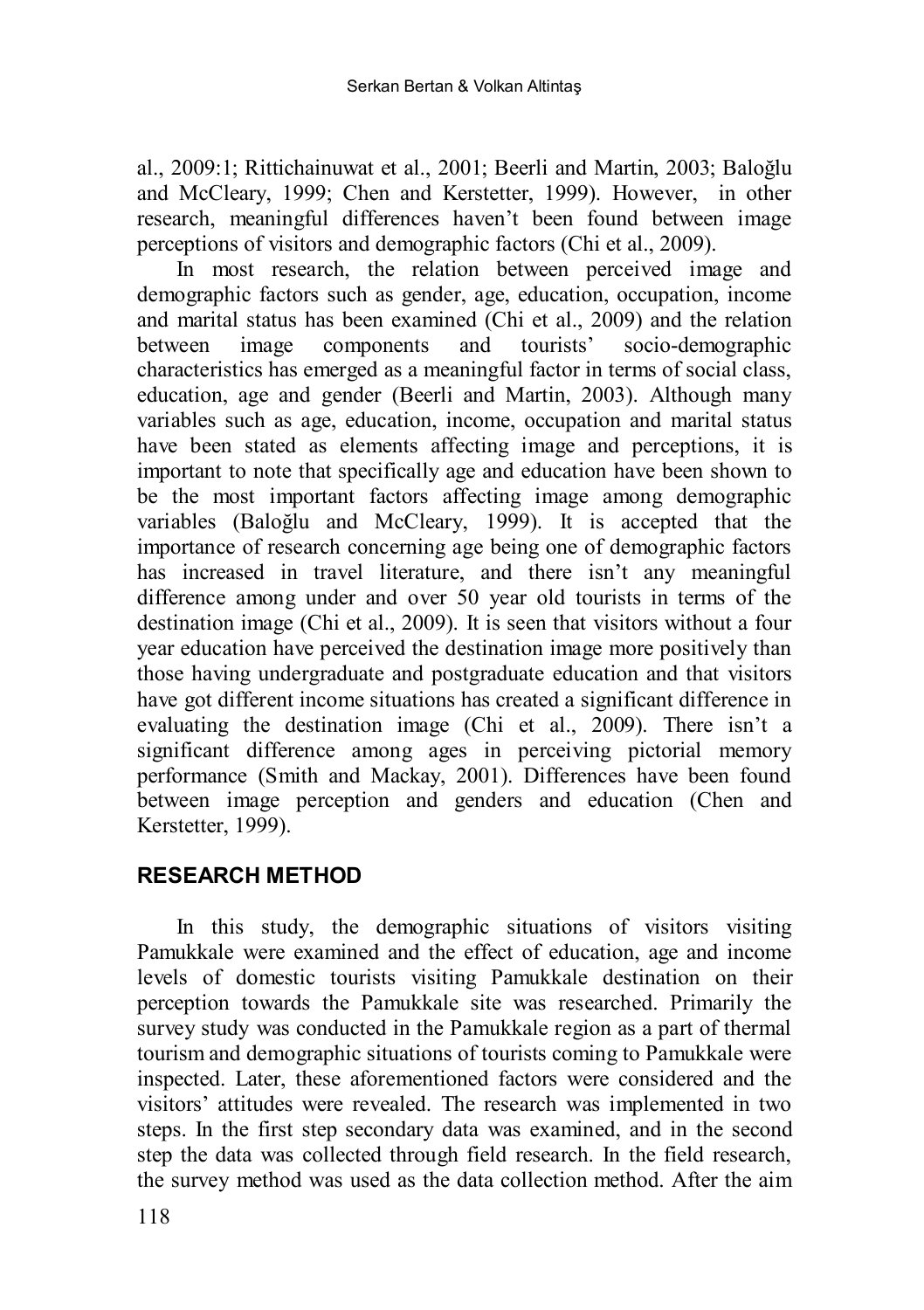al., 2009:1; Rittichainuwat et al., 2001; Beerli and Martin, 2003; Baloğlu and McCleary, 1999; Chen and Kerstetter, 1999). However, in other research, meaningful differences haven't been found between image perceptions of visitors and demographic factors (Chi et al., 2009).

In most research, the relation between perceived image and demographic factors such as gender, age, education, occupation, income and marital status has been examined (Chi et al., 2009) and the relation between image components and tourists' socio-demographic characteristics has emerged as a meaningful factor in terms of social class, education, age and gender (Beerli and Martin, 2003). Although many variables such as age, education, income, occupation and marital status have been stated as elements affecting image and perceptions, it is important to note that specifically age and education have been shown to be the most important factors affecting image among demographic variables (Baloğlu and McCleary, 1999). It is accepted that the importance of research concerning age being one of demographic factors has increased in travel literature, and there isn't any meaningful difference among under and over 50 year old tourists in terms of the destination image (Chi et al., 2009). It is seen that visitors without a four year education have perceived the destination image more positively than those having undergraduate and postgraduate education and that visitors have got different income situations has created a significant difference in evaluating the destination image (Chi et al., 2009). There isn't a significant difference among ages in perceiving pictorial memory performance (Smith and Mackay, 2001). Differences have been found between image perception and genders and education (Chen and Kerstetter, 1999).

## RESEARCH METHOD

In this study, the demographic situations of visitors visiting Pamukkale were examined and the effect of education, age and income levels of domestic tourists visiting Pamukkale destination on their perception towards the Pamukkale site was researched. Primarily the survey study was conducted in the Pamukkale region as a part of thermal tourism and demographic situations of tourists coming to Pamukkale were inspected. Later, these aforementioned factors were considered and the visitors' attitudes were revealed. The research was implemented in two steps. In the first step secondary data was examined, and in the second step the data was collected through field research. In the field research, the survey method was used as the data collection method. After the aim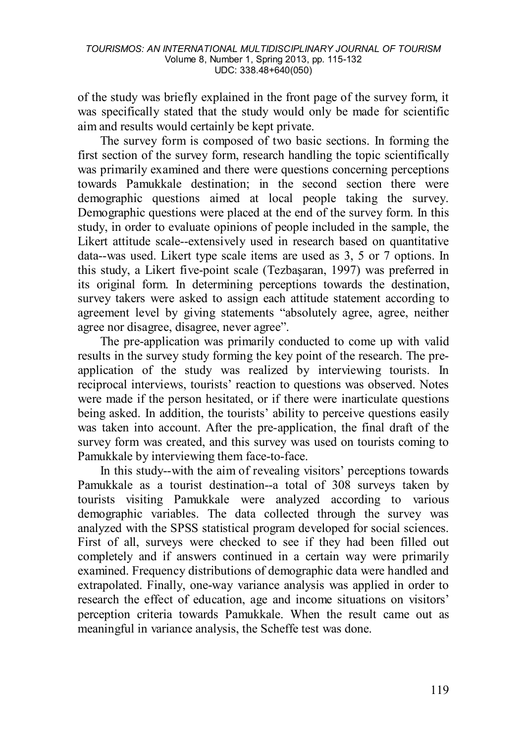of the study was briefly explained in the front page of the survey form, it was specifically stated that the study would only be made for scientific aim and results would certainly be kept private.

The survey form is composed of two basic sections. In forming the first section of the survey form, research handling the topic scientifically was primarily examined and there were questions concerning perceptions towards Pamukkale destination; in the second section there were demographic questions aimed at local people taking the survey. Demographic questions were placed at the end of the survey form. In this study, in order to evaluate opinions of people included in the sample, the Likert attitude scale--extensively used in research based on quantitative data--was used. Likert type scale items are used as 3, 5 or 7 options. In this study, a Likert five-point scale (Tezbaşaran, 1997) was preferred in its original form. In determining perceptions towards the destination, survey takers were asked to assign each attitude statement according to agreement level by giving statements "absolutely agree, agree, neither agree nor disagree, disagree, never agree".

The pre-application was primarily conducted to come up with valid results in the survey study forming the key point of the research. The pre-application of the study was realized by interviewing tourists. In reciprocal interviews, tourists' reaction to questions was observed. Notes were made if the person hesitated, or if there were inarticulate questions being asked. In addition, the tourists' ability to perceive questions easily was taken into account. After the pre-application, the final draft of the survey form was created, and this survey was used on tourists coming to Pamukkale by interviewing them face-to-face.

In this study--with the aim of revealing visitors' perceptions towards Pamukkale as a tourist destination--a total of 308 surveys taken by tourists visiting Pamukkale were analyzed according to various demographic variables. The data collected through the survey was analyzed with the SPSS statistical program developed for social sciences. First of all, surveys were checked to see if they had been filled out completely and if answers continued in a certain way were primarily examined. Frequency distributions of demographic data were handled and extrapolated. Finally, one-way variance analysis was applied in order to research the effect of education, age and income situations on visitors' perception criteria towards Pamukkale. When the result came out as meaningful in variance analysis, the Scheffe test was done.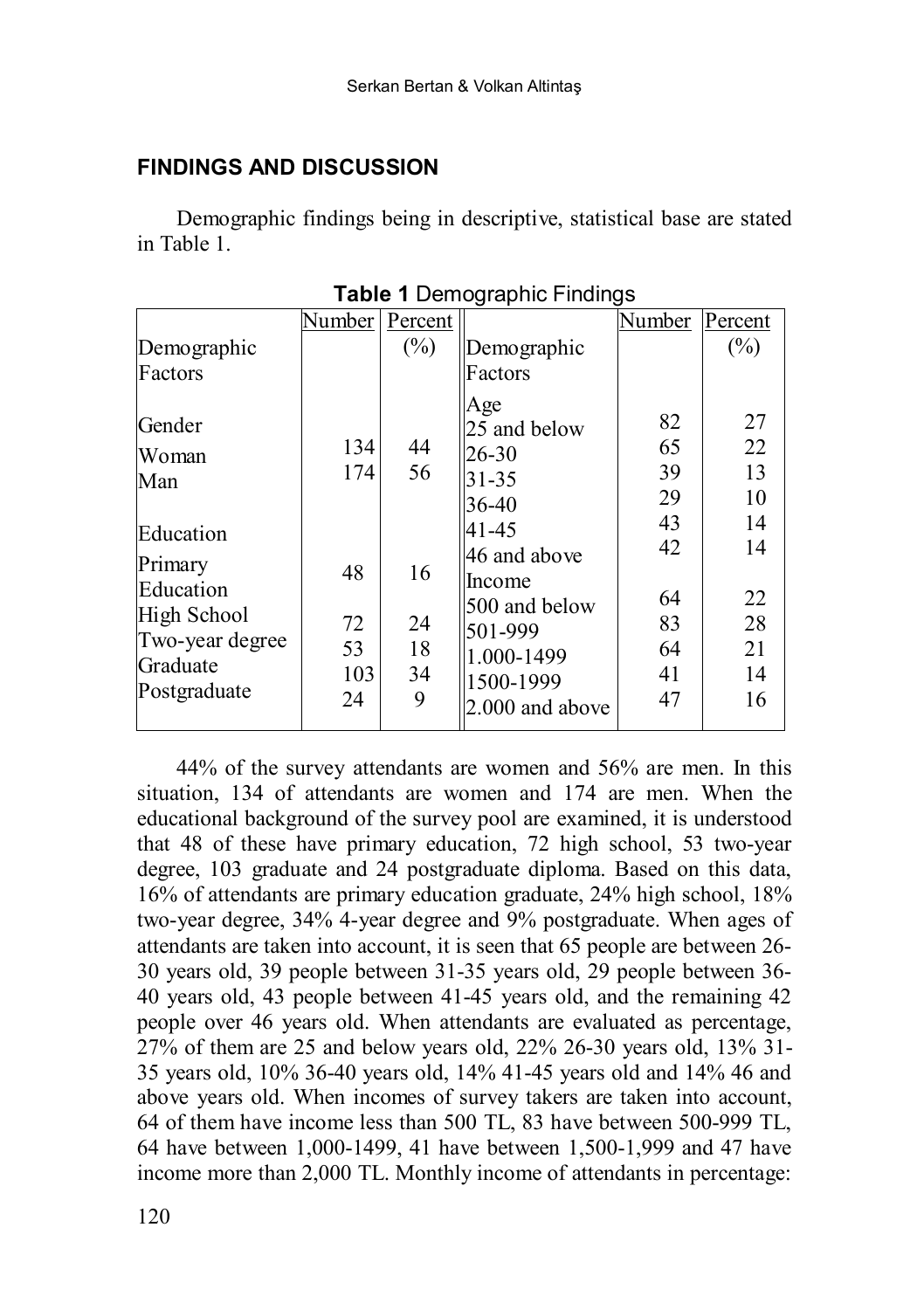## FINDINGS AND DISCUSSION

Demographic findings being in descriptive, statistical base are stated in Table 1.

**Table 1** Demographic Findings

| Demographic Factors | Number | Percent (%) | Demographic Factors | Number | Percent (%) |
|---|---|---|---|---|---|
| Gender | | | Age | | |
| Woman | 134 | 44 | 25 and below | 82 | 27 |
| Man | 174 | 56 | 26-30 | 65 | 22 |
| | | | 31-35 | 39 | 13 |
| Education | | | 36-40 | 29 | 10 |
| Primary Education | 48 | 16 | 41-45 | 43 | 14 |
| High School | 72 | 24 | 46 and above | 42 | 14 |
| Two-year degree | 53 | 18 | Income | | |
| Graduate | 103 | 34 | 500 and below | 64 | 22 |
| Postgraduate | 24 | 9 | 501-999 | 83 | 28 |
| | | | 1.000-1499 | 64 | 21 |
| | | | 1500-1999 | 41 | 14 |
| | | | 2.000 and above | 47 | 16 |

44% of the survey attendants are women and 56% are men. In this situation, 134 of attendants are women and 174 are men. When the educational background of the survey pool are examined, it is understood that 48 of these have primary education, 72 high school, 53 two-year degree, 103 graduate and 24 postgraduate diploma. Based on this data, 16% of attendants are primary education graduate, 24% high school, 18% two-year degree, 34% 4-year degree and 9% postgraduate. When ages of attendants are taken into account, it is seen that 65 people are between 26-30 years old, 39 people between 31-35 years old, 29 people between 36-40 years old, 43 people between 41-45 years old, and the remaining 42 people over 46 years old. When attendants are evaluated as percentage, 27% of them are 25 and below years old, 22% 26-30 years old, 13% 31-35 years old, 10% 36-40 years old, 14% 41-45 years old and 14% 46 and above years old. When incomes of survey takers are taken into account, 64 of them have income less than 500 TL, 83 have between 500-999 TL, 64 have between 1,000-1499, 41 have between 1,500-1,999 and 47 have income more than 2,000 TL. Monthly income of attendants in percentage: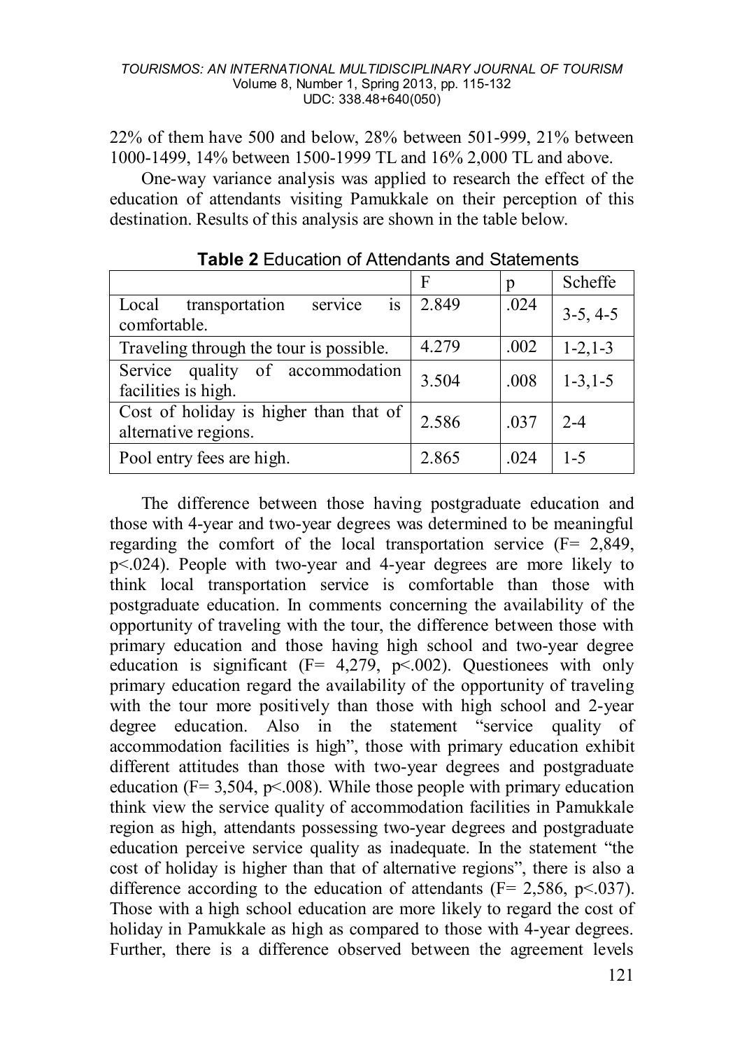22% of them have 500 and below, 28% between 501-999, 21% between 1000-1499, 14% between 1500-1999 TL and 16% 2,000 TL and above.

One-way variance analysis was applied to research the effect of the education of attendants visiting Pamukkale on their perception of this destination. Results of this analysis are shown in the table below.

**Table 2** Education of Attendants and Statements

| | F | p | Scheffe |
|---|---|---|---|
| Local transportation service is comfortable. | 2.849 | .024 | 3-5, 4-5 |
| Traveling through the tour is possible. | 4.279 | .002 | 1-2,1-3 |
| Service quality of accommodation facilities is high. | 3.504 | .008 | 1-3,1-5 |
| Cost of holiday is higher than that of alternative regions. | 2.586 | .037 | 2-4 |
| Pool entry fees are high. | 2.865 | .024 | 1-5 |

The difference between those having postgraduate education and those with 4-year and two-year degrees was determined to be meaningful regarding the comfort of the local transportation service (F= 2,849, p<.024). People with two-year and 4-year degrees are more likely to think local transportation service is comfortable than those with postgraduate education. In comments concerning the availability of the opportunity of traveling with the tour, the difference between those with primary education and those having high school and two-year degree education is significant (F= 4,279, p<.002). Questionees with only primary education regard the availability of the opportunity of traveling with the tour more positively than those with high school and 2-year degree education. Also in the statement "service quality of accommodation facilities is high", those with primary education exhibit different attitudes than those with two-year degrees and postgraduate education (F= 3,504, p<.008). While those people with primary education think view the service quality of accommodation facilities in Pamukkale region as high, attendants possessing two-year degrees and postgraduate education perceive service quality as inadequate. In the statement "the cost of holiday is higher than that of alternative regions", there is also a difference according to the education of attendants (F= 2,586, p<.037). Those with a high school education are more likely to regard the cost of holiday in Pamukkale as high as compared to those with 4-year degrees. Further, there is a difference observed between the agreement levels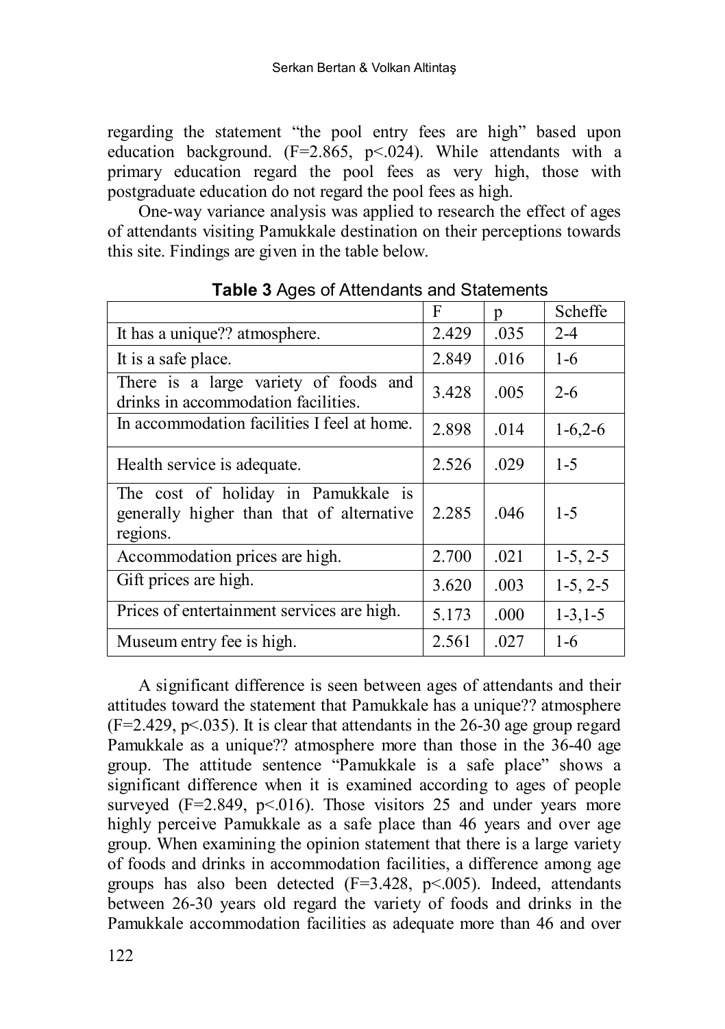regarding the statement "the pool entry fees are high" based upon education background. ($F=2.865$, $p<.024$). While attendants with a primary education regard the pool fees as very high, those with postgraduate education do not regard the pool fees as high.

One-way variance analysis was applied to research the effect of ages of attendants visiting Pamukkale destination on their perceptions towards this site. Findings are given in the table below.

**Table 3** Ages of Attendants and Statements

| | F | p | Scheffe |
|---|---|---|---|
| It has a unique?? atmosphere. | 2.429 | .035 | 2-4 |
| It is a safe place. | 2.849 | .016 | 1-6 |
| There is a large variety of foods and drinks in accommodation facilities. | 3.428 | .005 | 2-6 |
| In accommodation facilities I feel at home. | 2.898 | .014 | 1-6,2-6 |
| Health service is adequate. | 2.526 | .029 | 1-5 |
| The cost of holiday in Pamukkale is generally higher than that of alternative regions. | 2.285 | .046 | 1-5 |
| Accommodation prices are high. | 2.700 | .021 | 1-5, 2-5 |
| Gift prices are high. | 3.620 | .003 | 1-5, 2-5 |
| Prices of entertainment services are high. | 5.173 | .000 | 1-3,1-5 |
| Museum entry fee is high. | 2.561 | .027 | 1-6 |

A significant difference is seen between ages of attendants and their attitudes toward the statement that Pamukkale has a unique?? atmosphere ($F=2.429$, $p<.035$). It is clear that attendants in the 26-30 age group regard Pamukkale as a unique?? atmosphere more than those in the 36-40 age group. The attitude sentence "Pamukkale is a safe place" shows a significant difference when it is examined according to ages of people surveyed ($F=2.849$, $p<.016$). Those visitors 25 and under years more highly perceive Pamukkale as a safe place than 46 years and over age group. When examining the opinion statement that there is a large variety of foods and drinks in accommodation facilities, a difference among age groups has also been detected ($F=3.428$, $p<.005$). Indeed, attendants between 26-30 years old regard the variety of foods and drinks in the Pamukkale accommodation facilities as adequate more than 46 and over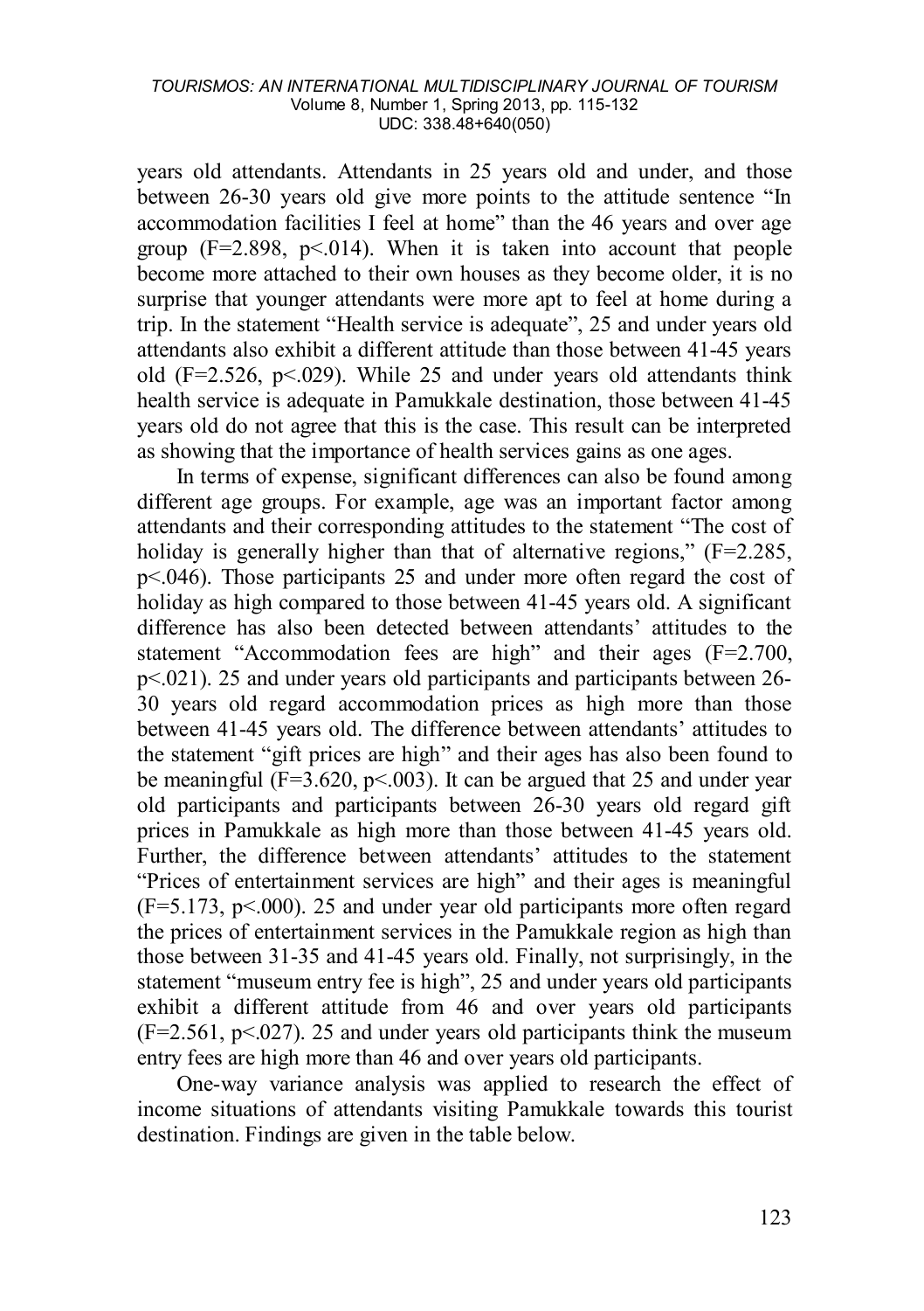years old attendants. Attendants in 25 years old and under, and those between 26-30 years old give more points to the attitude sentence "In accommodation facilities I feel at home" than the 46 years and over age group ($F=2.898$, $p<.014$). When it is taken into account that people become more attached to their own houses as they become older, it is no surprise that younger attendants were more apt to feel at home during a trip. In the statement "Health service is adequate", 25 and under years old attendants also exhibit a different attitude than those between 41-45 years old ($F=2.526$, $p<.029$). While 25 and under years old attendants think health service is adequate in Pamukkale destination, those between 41-45 years old do not agree that this is the case. This result can be interpreted as showing that the importance of health services gains as one ages.

In terms of expense, significant differences can also be found among different age groups. For example, age was an important factor among attendants and their corresponding attitudes to the statement "The cost of holiday is generally higher than that of alternative regions," ($F=2.285$, $p<.046$). Those participants 25 and under more often regard the cost of holiday as high compared to those between 41-45 years old. A significant difference has also been detected between attendants' attitudes to the statement "Accommodation fees are high" and their ages ($F=2.700$, $p<.021$). 25 and under years old participants and participants between 26-30 years old regard accommodation prices as high more than those between 41-45 years old. The difference between attendants' attitudes to the statement "gift prices are high" and their ages has also been found to be meaningful ($F=3.620$, $p<.003$). It can be argued that 25 and under year old participants and participants between 26-30 years old regard gift prices in Pamukkale as high more than those between 41-45 years old. Further, the difference between attendants' attitudes to the statement "Prices of entertainment services are high" and their ages is meaningful ($F=5.173$, $p<.000$). 25 and under year old participants more often regard the prices of entertainment services in the Pamukkale region as high than those between 31-35 and 41-45 years old. Finally, not surprisingly, in the statement "museum entry fee is high", 25 and under years old participants exhibit a different attitude from 46 and over years old participants ($F=2.561$, $p<.027$). 25 and under years old participants think the museum entry fees are high more than 46 and over years old participants.

One-way variance analysis was applied to research the effect of income situations of attendants visiting Pamukkale towards this tourist destination. Findings are given in the table below.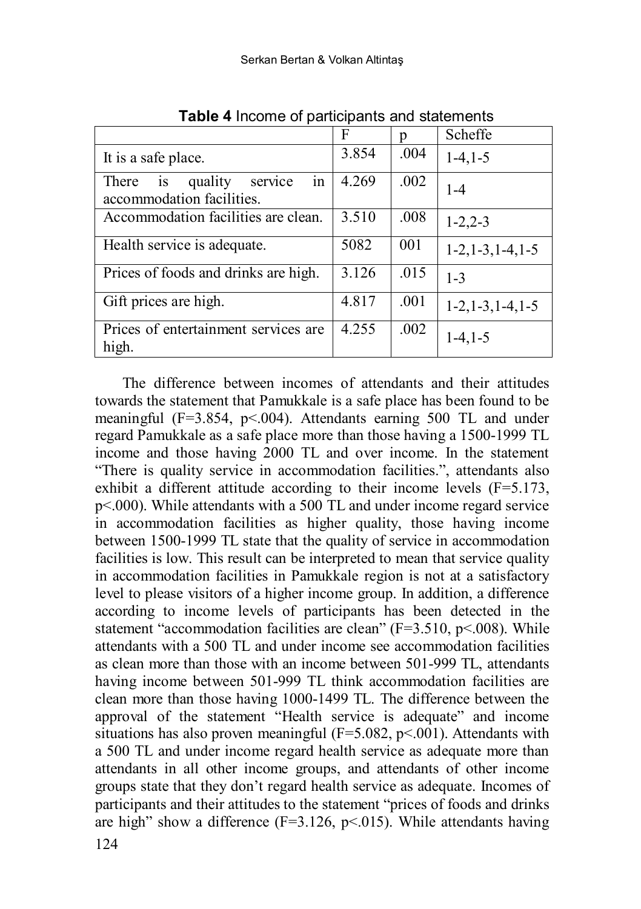**Table 4** Income of participants and statements

| | F | p | Scheffe |
|---|---|---|---|
| It is a safe place. | 3.854 | .004 | 1-4,1-5 |
| There is quality service in accommodation facilities. | 4.269 | .002 | 1-4 |
| Accommodation facilities are clean. | 3.510 | .008 | 1-2,2-3 |
| Health service is adequate. | 5082 | 001 | 1-2,1-3,1-4,1-5 |
| Prices of foods and drinks are high. | 3.126 | .015 | 1-3 |
| Gift prices are high. | 4.817 | .001 | 1-2,1-3,1-4,1-5 |
| Prices of entertainment services are high. | 4.255 | .002 | 1-4,1-5 |

The difference between incomes of attendants and their attitudes towards the statement that Pamukkale is a safe place has been found to be meaningful ($F=3.854$, $p<.004$). Attendants earning 500 TL and under regard Pamukkale as a safe place more than those having a 1500-1999 TL income and those having 2000 TL and over income. In the statement "There is quality service in accommodation facilities.", attendants also exhibit a different attitude according to their income levels ($F=5.173$, $p<.000$). While attendants with a 500 TL and under income regard service in accommodation facilities as higher quality, those having income between 1500-1999 TL state that the quality of service in accommodation facilities is low. This result can be interpreted to mean that service quality in accommodation facilities in Pamukkale region is not at a satisfactory level to please visitors of a higher income group. In addition, a difference according to income levels of participants has been detected in the statement "accommodation facilities are clean" ($F=3.510$, $p<.008$). While attendants with a 500 TL and under income see accommodation facilities as clean more than those with an income between 501-999 TL, attendants having income between 501-999 TL think accommodation facilities are clean more than those having 1000-1499 TL. The difference between the approval of the statement "Health service is adequate" and income situations has also proven meaningful ($F=5.082$, $p<.001$). Attendants with a 500 TL and under income regard health service as adequate more than attendants in all other income groups, and attendants of other income groups state that they don't regard health service as adequate. Incomes of participants and their attitudes to the statement "prices of foods and drinks are high" show a difference ($F=3.126$, $p<.015$). While attendants having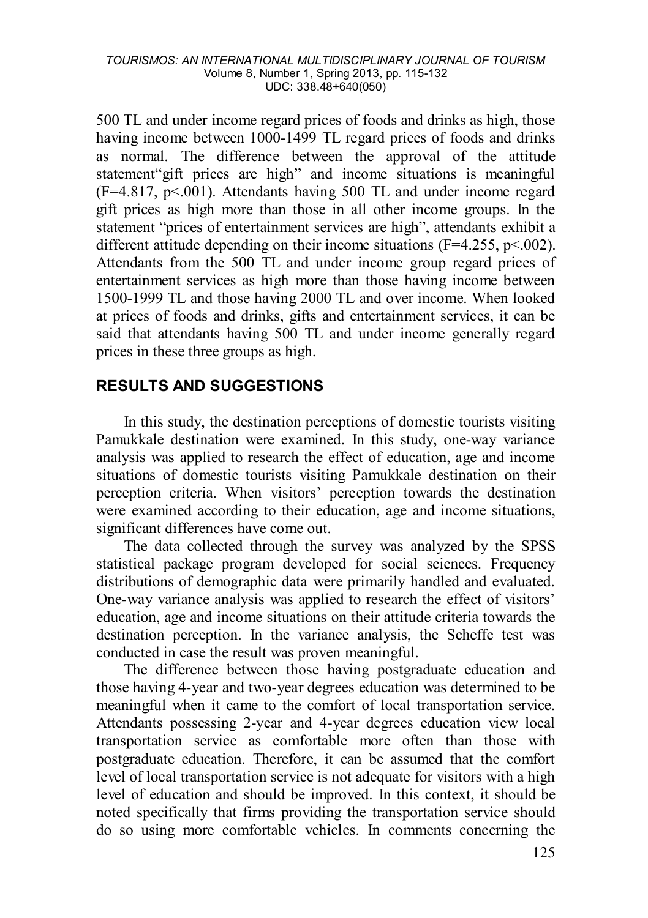500 TL and under income regard prices of foods and drinks as high, those having income between 1000-1499 TL regard prices of foods and drinks as normal. The difference between the approval of the attitude statement"gift prices are high" and income situations is meaningful ($F=4.817$, $p<.001$). Attendants having 500 TL and under income regard gift prices as high more than those in all other income groups. In the statement "prices of entertainment services are high", attendants exhibit a different attitude depending on their income situations ($F=4.255$, $p<.002$). Attendants from the 500 TL and under income group regard prices of entertainment services as high more than those having income between 1500-1999 TL and those having 2000 TL and over income. When looked at prices of foods and drinks, gifts and entertainment services, it can be said that attendants having 500 TL and under income generally regard prices in these three groups as high.

## RESULTS AND SUGGESTIONS

In this study, the destination perceptions of domestic tourists visiting Pamukkale destination were examined. In this study, one-way variance analysis was applied to research the effect of education, age and income situations of domestic tourists visiting Pamukkale destination on their perception criteria. When visitors' perception towards the destination were examined according to their education, age and income situations, significant differences have come out.

The data collected through the survey was analyzed by the SPSS statistical package program developed for social sciences. Frequency distributions of demographic data were primarily handled and evaluated. One-way variance analysis was applied to research the effect of visitors' education, age and income situations on their attitude criteria towards the destination perception. In the variance analysis, the Scheffe test was conducted in case the result was proven meaningful.

The difference between those having postgraduate education and those having 4-year and two-year degrees education was determined to be meaningful when it came to the comfort of local transportation service. Attendants possessing 2-year and 4-year degrees education view local transportation service as comfortable more often than those with postgraduate education. Therefore, it can be assumed that the comfort level of local transportation service is not adequate for visitors with a high level of education and should be improved. In this context, it should be noted specifically that firms providing the transportation service should do so using more comfortable vehicles. In comments concerning the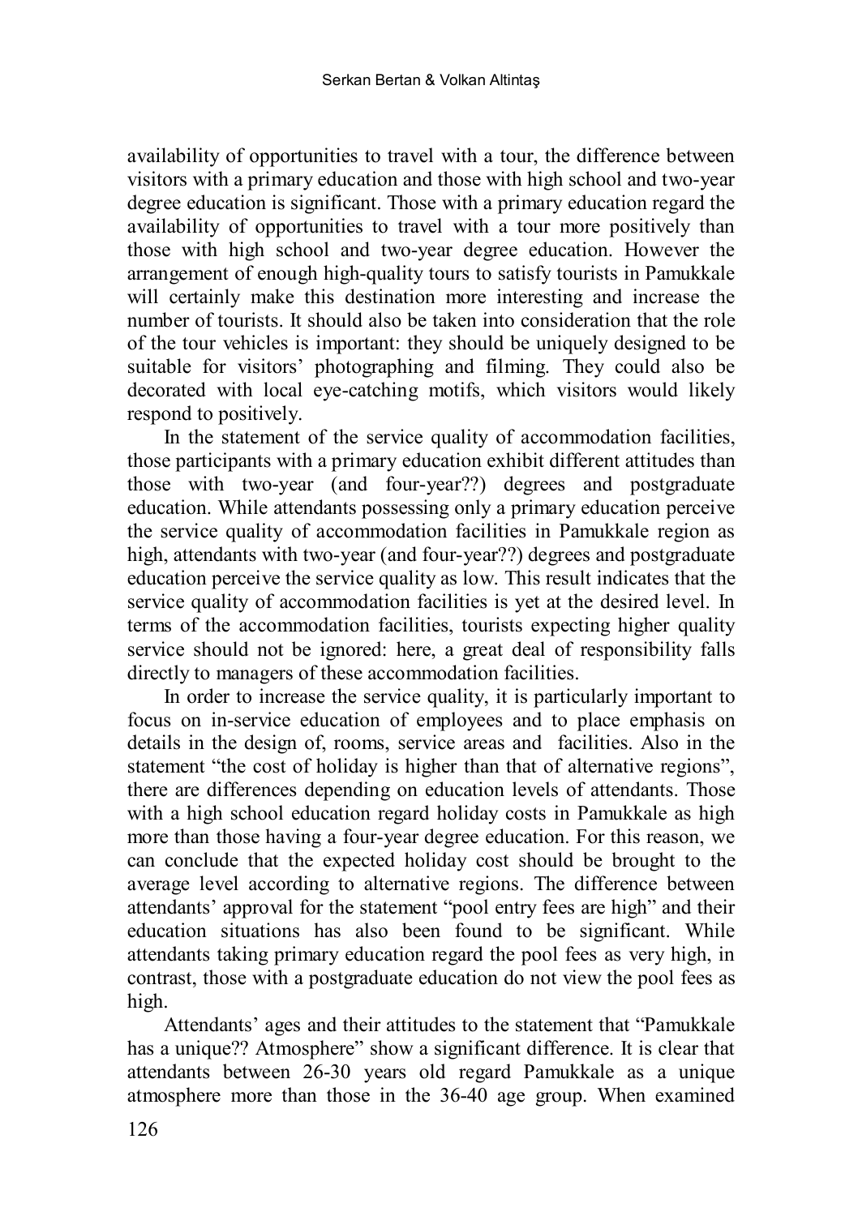availability of opportunities to travel with a tour, the difference between visitors with a primary education and those with high school and two-year degree education is significant. Those with a primary education regard the availability of opportunities to travel with a tour more positively than those with high school and two-year degree education. However the arrangement of enough high-quality tours to satisfy tourists in Pamukkale will certainly make this destination more interesting and increase the number of tourists. It should also be taken into consideration that the role of the tour vehicles is important: they should be uniquely designed to be suitable for visitors' photographing and filming. They could also be decorated with local eye-catching motifs, which visitors would likely respond to positively.

In the statement of the service quality of accommodation facilities, those participants with a primary education exhibit different attitudes than those with two-year (and four-year??) degrees and postgraduate education. While attendants possessing only a primary education perceive the service quality of accommodation facilities in Pamukkale region as high, attendants with two-year (and four-year??) degrees and postgraduate education perceive the service quality as low. This result indicates that the service quality of accommodation facilities is yet at the desired level. In terms of the accommodation facilities, tourists expecting higher quality service should not be ignored: here, a great deal of responsibility falls directly to managers of these accommodation facilities.

In order to increase the service quality, it is particularly important to focus on in-service education of employees and to place emphasis on details in the design of, rooms, service areas and facilities. Also in the statement "the cost of holiday is higher than that of alternative regions", there are differences depending on education levels of attendants. Those with a high school education regard holiday costs in Pamukkale as high more than those having a four-year degree education. For this reason, we can conclude that the expected holiday cost should be brought to the average level according to alternative regions. The difference between attendants' approval for the statement "pool entry fees are high" and their education situations has also been found to be significant. While attendants taking primary education regard the pool fees as very high, in contrast, those with a postgraduate education do not view the pool fees as high.

Attendants' ages and their attitudes to the statement that "Pamukkale has a unique?? Atmosphere" show a significant difference. It is clear that attendants between 26-30 years old regard Pamukkale as a unique atmosphere more than those in the 36-40 age group. When examined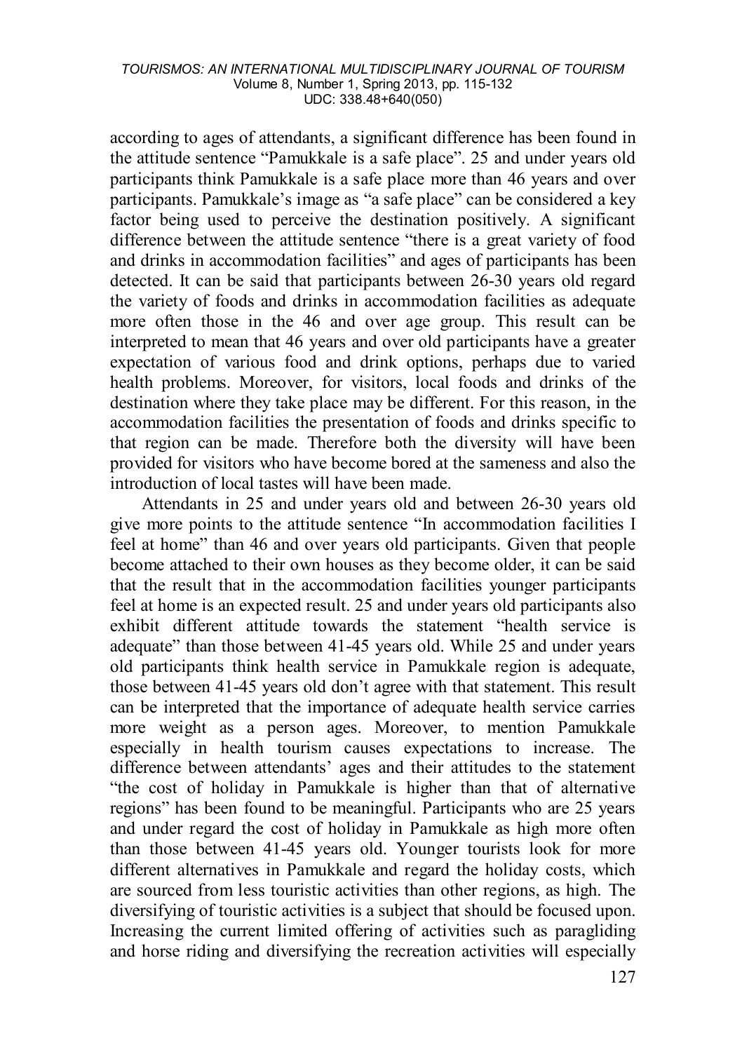according to ages of attendants, a significant difference has been found in the attitude sentence "Pamukkale is a safe place". 25 and under years old participants think Pamukkale is a safe place more than 46 years and over participants. Pamukkale's image as "a safe place" can be considered a key factor being used to perceive the destination positively. A significant difference between the attitude sentence "there is a great variety of food and drinks in accommodation facilities" and ages of participants has been detected. It can be said that participants between 26-30 years old regard the variety of foods and drinks in accommodation facilities as adequate more often those in the 46 and over age group. This result can be interpreted to mean that 46 years and over old participants have a greater expectation of various food and drink options, perhaps due to varied health problems. Moreover, for visitors, local foods and drinks of the destination where they take place may be different. For this reason, in the accommodation facilities the presentation of foods and drinks specific to that region can be made. Therefore both the diversity will have been provided for visitors who have become bored at the sameness and also the introduction of local tastes will have been made.

Attendants in 25 and under years old and between 26-30 years old give more points to the attitude sentence "In accommodation facilities I feel at home" than 46 and over years old participants. Given that people become attached to their own houses as they become older, it can be said that the result that in the accommodation facilities younger participants feel at home is an expected result. 25 and under years old participants also exhibit different attitude towards the statement "health service is adequate" than those between 41-45 years old. While 25 and under years old participants think health service in Pamukkale region is adequate, those between 41-45 years old don't agree with that statement. This result can be interpreted that the importance of adequate health service carries more weight as a person ages. Moreover, to mention Pamukkale especially in health tourism causes expectations to increase. The difference between attendants' ages and their attitudes to the statement "the cost of holiday in Pamukkale is higher than that of alternative regions" has been found to be meaningful. Participants who are 25 years and under regard the cost of holiday in Pamukkale as high more often than those between 41-45 years old. Younger tourists look for more different alternatives in Pamukkale and regard the holiday costs, which are sourced from less touristic activities than other regions, as high. The diversifying of touristic activities is a subject that should be focused upon. Increasing the current limited offering of activities such as paragliding and horse riding and diversifying the recreation activities will especially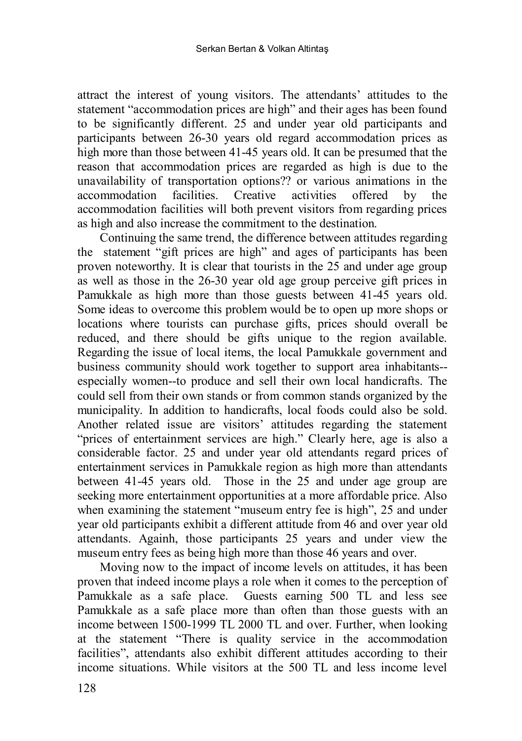attract the interest of young visitors. The attendants' attitudes to the statement "accommodation prices are high" and their ages has been found to be significantly different. 25 and under year old participants and participants between 26-30 years old regard accommodation prices as high more than those between 41-45 years old. It can be presumed that the reason that accommodation prices are regarded as high is due to the unavailability of transportation options?? or various animations in the accommodation facilities. Creative activities offered by the accommodation facilities will both prevent visitors from regarding prices as high and also increase the commitment to the destination.

Continuing the same trend, the difference between attitudes regarding the statement "gift prices are high" and ages of participants has been proven noteworthy. It is clear that tourists in the 25 and under age group as well as those in the 26-30 year old age group perceive gift prices in Pamukkale as high more than those guests between 41-45 years old. Some ideas to overcome this problem would be to open up more shops or locations where tourists can purchase gifts, prices should overall be reduced, and there should be gifts unique to the region available. Regarding the issue of local items, the local Pamukkale government and business community should work together to support area inhabitants--especially women--to produce and sell their own local handicrafts. The could sell from their own stands or from common stands organized by the municipality. In addition to handicrafts, local foods could also be sold. Another related issue are visitors' attitudes regarding the statement "prices of entertainment services are high." Clearly here, age is also a considerable factor. 25 and under year old attendants regard prices of entertainment services in Pamukkale region as high more than attendants between 41-45 years old. Those in the 25 and under age group are seeking more entertainment opportunities at a more affordable price. Also when examining the statement "museum entry fee is high", 25 and under year old participants exhibit a different attitude from 46 and over year old attendants. Againh, those participants 25 years and under view the museum entry fees as being high more than those 46 years and over.

Moving now to the impact of income levels on attitudes, it has been proven that indeed income plays a role when it comes to the perception of Pamukkale as a safe place. Guests earning 500 TL and less see Pamukkale as a safe place more than often than those guests with an income between 1500-1999 TL 2000 TL and over. Further, when looking at the statement "There is quality service in the accommodation facilities", attendants also exhibit different attitudes according to their income situations. While visitors at the 500 TL and less income level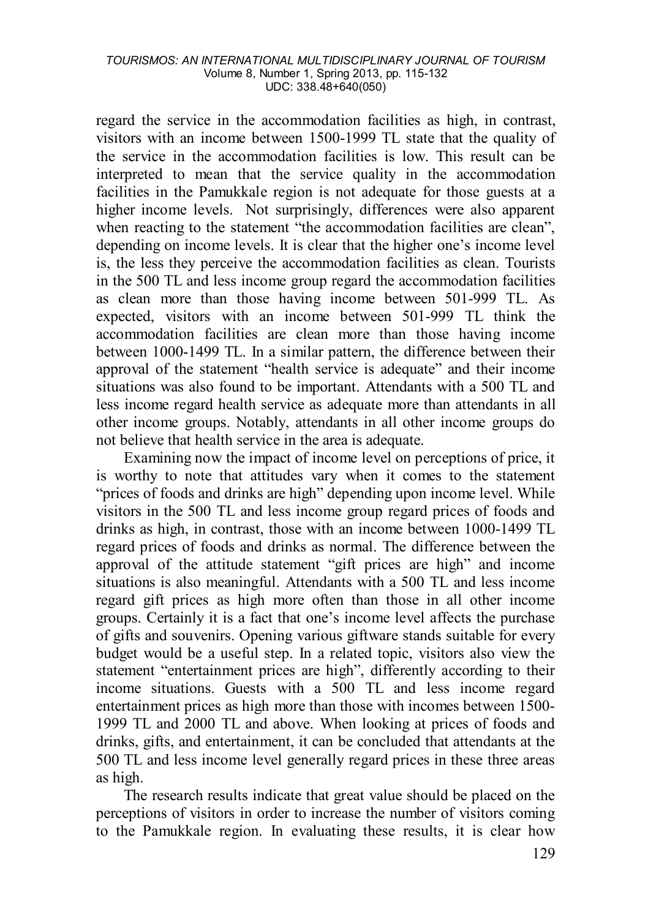regard the service in the accommodation facilities as high, in contrast, visitors with an income between 1500-1999 TL state that the quality of the service in the accommodation facilities is low. This result can be interpreted to mean that the service quality in the accommodation facilities in the Pamukkale region is not adequate for those guests at a higher income levels. Not surprisingly, differences were also apparent when reacting to the statement "the accommodation facilities are clean", depending on income levels. It is clear that the higher one's income level is, the less they perceive the accommodation facilities as clean. Tourists in the 500 TL and less income group regard the accommodation facilities as clean more than those having income between 501-999 TL. As expected, visitors with an income between 501-999 TL think the accommodation facilities are clean more than those having income between 1000-1499 TL. In a similar pattern, the difference between their approval of the statement "health service is adequate" and their income situations was also found to be important. Attendants with a 500 TL and less income regard health service as adequate more than attendants in all other income groups. Notably, attendants in all other income groups do not believe that health service in the area is adequate.

Examining now the impact of income level on perceptions of price, it is worthy to note that attitudes vary when it comes to the statement "prices of foods and drinks are high" depending upon income level. While visitors in the 500 TL and less income group regard prices of foods and drinks as high, in contrast, those with an income between 1000-1499 TL regard prices of foods and drinks as normal. The difference between the approval of the attitude statement "gift prices are high" and income situations is also meaningful. Attendants with a 500 TL and less income regard gift prices as high more often than those in all other income groups. Certainly it is a fact that one's income level affects the purchase of gifts and souvenirs. Opening various giftware stands suitable for every budget would be a useful step. In a related topic, visitors also view the statement "entertainment prices are high", differently according to their income situations. Guests with a 500 TL and less income regard entertainment prices as high more than those with incomes between 1500-1999 TL and 2000 TL and above. When looking at prices of foods and drinks, gifts, and entertainment, it can be concluded that attendants at the 500 TL and less income level generally regard prices in these three areas as high.

The research results indicate that great value should be placed on the perceptions of visitors in order to increase the number of visitors coming to the Pamukkale region. In evaluating these results, it is clear how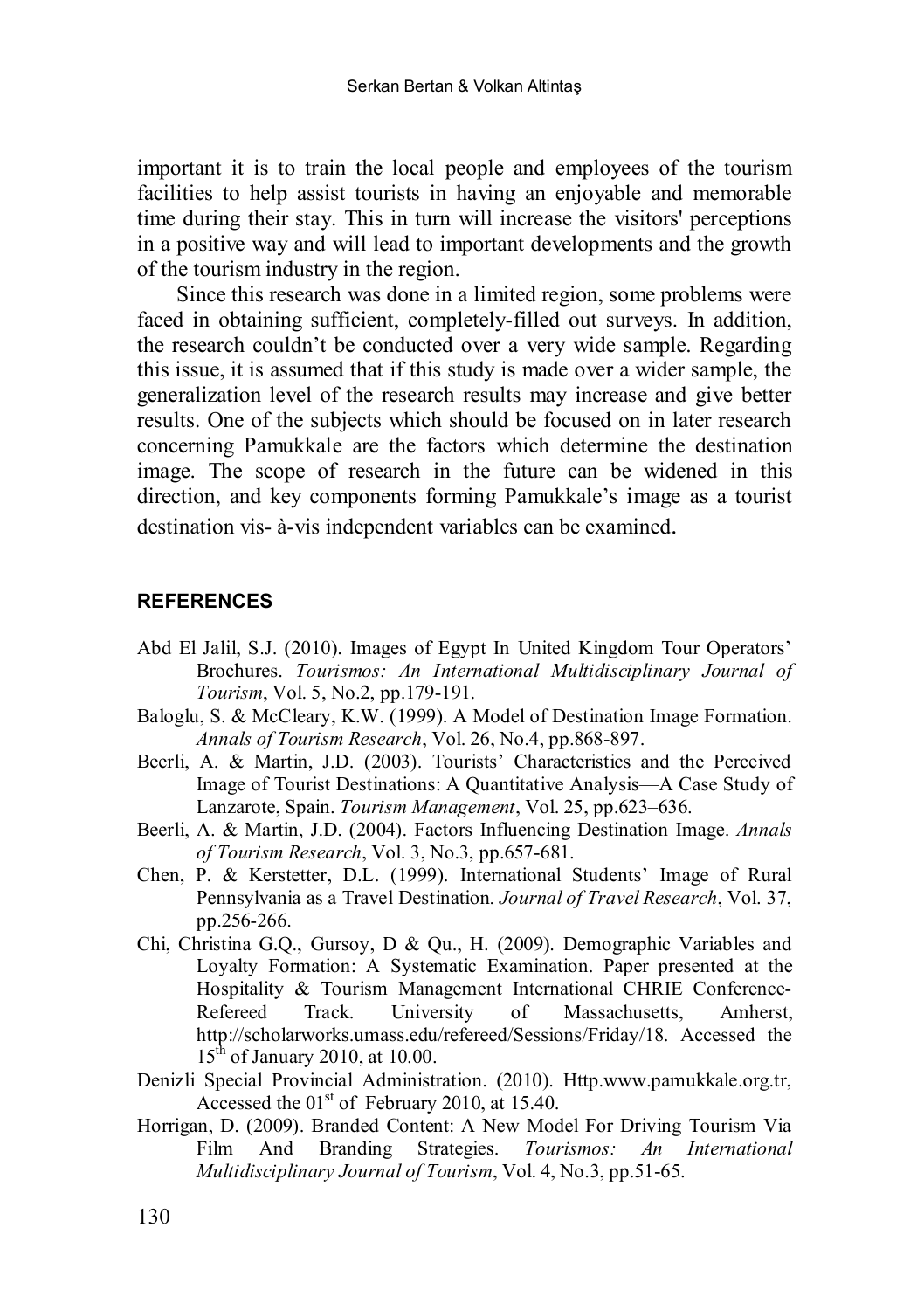important it is to train the local people and employees of the tourism facilities to help assist tourists in having an enjoyable and memorable time during their stay. This in turn will increase the visitors' perceptions in a positive way and will lead to important developments and the growth of the tourism industry in the region.

Since this research was done in a limited region, some problems were faced in obtaining sufficient, completely-filled out surveys. In addition, the research couldn't be conducted over a very wide sample. Regarding this issue, it is assumed that if this study is made over a wider sample, the generalization level of the research results may increase and give better results. One of the subjects which should be focused on in later research concerning Pamukkale are the factors which determine the destination image. The scope of research in the future can be widened in this direction, and key components forming Pamukkale's image as a tourist destination vis- à-vis independent variables can be examined.

## REFERENCES

Abd El Jalil, S.J. (2010). Images of Egypt In United Kingdom Tour Operators' Brochures. *Tourismos: An International Multidisciplinary Journal of Tourism*, Vol. 5, No.2, pp.179-191.

Baloglu, S. & McCleary, K.W. (1999). A Model of Destination Image Formation. *Annals of Tourism Research*, Vol. 26, No.4, pp.868-897.

Beerli, A. & Martin, J.D. (2003). Tourists' Characteristics and the Perceived Image of Tourist Destinations: A Quantitative Analysis—A Case Study of Lanzarote, Spain. *Tourism Management*, Vol. 25, pp.623–636.

Beerli, A. & Martin, J.D. (2004). Factors Influencing Destination Image. *Annals of Tourism Research*, Vol. 3, No.3, pp.657-681.

Chen, P. & Kerstetter, D.L. (1999). International Students' Image of Rural Pennsylvania as a Travel Destination. *Journal of Travel Research*, Vol. 37, pp.256-266.

Chi, Christina G.Q., Gursoy, D & Qu., H. (2009). Demographic Variables and Loyalty Formation: A Systematic Examination. Paper presented at the Hospitality & Tourism Management International CHRIE Conference-Refereed Track. University of Massachusetts, Amherst, http://scholarworks.umass.edu/refereed/Sessions/Friday/18. Accessed the 15th of January 2010, at 10.00.

Denizli Special Provincial Administration. (2010). Http.www.pamukkale.org.tr, Accessed the 01st of February 2010, at 15.40.

Horrigan, D. (2009). Branded Content: A New Model For Driving Tourism Via Film And Branding Strategies. *Tourismos: An International Multidisciplinary Journal of Tourism*, Vol. 4, No.3, pp.51-65.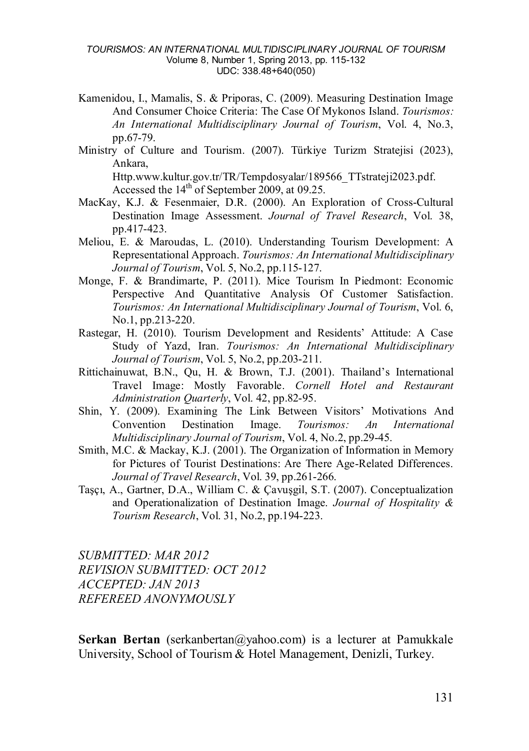Kamenidou, I., Mamalis, S. & Priporas, C. (2009). Measuring Destination Image And Consumer Choice Criteria: The Case Of Mykonos Island. *Tourismos: An International Multidisciplinary Journal of Tourism*, Vol. 4, No.3, pp.67-79.

Ministry of Culture and Tourism. (2007). Türkiye Turizm Stratejisi (2023), Ankara, Http.www.kultur.gov.tr/TR/Tempdosyalar/189566_TTstrateji2023.pdf. Accessed the 14th of September 2009, at 09.25.

MacKay, K.J. & Fesenmaier, D.R. (2000). An Exploration of Cross-Cultural Destination Image Assessment. *Journal of Travel Research*, Vol. 38, pp.417-423.

Meliou, E. & Maroudas, L. (2010). Understanding Tourism Development: A Representational Approach. *Tourismos: An International Multidisciplinary Journal of Tourism*, Vol. 5, No.2, pp.115-127.

Monge, F. & Brandimarte, P. (2011). Mice Tourism In Piedmont: Economic Perspective And Quantitative Analysis Of Customer Satisfaction. *Tourismos: An International Multidisciplinary Journal of Tourism*, Vol. 6, No.1, pp.213-220.

Rastegar, H. (2010). Tourism Development and Residents' Attitude: A Case Study of Yazd, Iran. *Tourismos: An International Multidisciplinary Journal of Tourism*, Vol. 5, No.2, pp.203-211.

Rittichainuwat, B.N., Qu, H. & Brown, T.J. (2001). Thailand's International Travel Image: Mostly Favorable. *Cornell Hotel and Restaurant Administration Quarterly*, Vol. 42, pp.82-95.

Shin, Y. (2009). Examining The Link Between Visitors' Motivations And Convention Destination Image. *Tourismos: An International Multidisciplinary Journal of Tourism*, Vol. 4, No.2, pp.29-45.

Smith, M.C. & Mackay, K.J. (2001). The Organization of Information in Memory for Pictures of Tourist Destinations: Are There Age-Related Differences. *Journal of Travel Research*, Vol. 39, pp.261-266.

Taşçı, A., Gartner, D.A., William C. & Çavuşgil, S.T. (2007). Conceptualization and Operationalization of Destination Image. *Journal of Hospitality & Tourism Research*, Vol. 31, No.2, pp.194-223.

*SUBMITTED: MAR 2012*
*REVISION SUBMITTED: OCT 2012*
*ACCEPTED: JAN 2013*
*REFEREED ANONYMOUSLY*

**Serkan Bertan** (serkanbertan@yahoo.com) is a lecturer at Pamukkale University, School of Tourism & Hotel Management, Denizli, Turkey.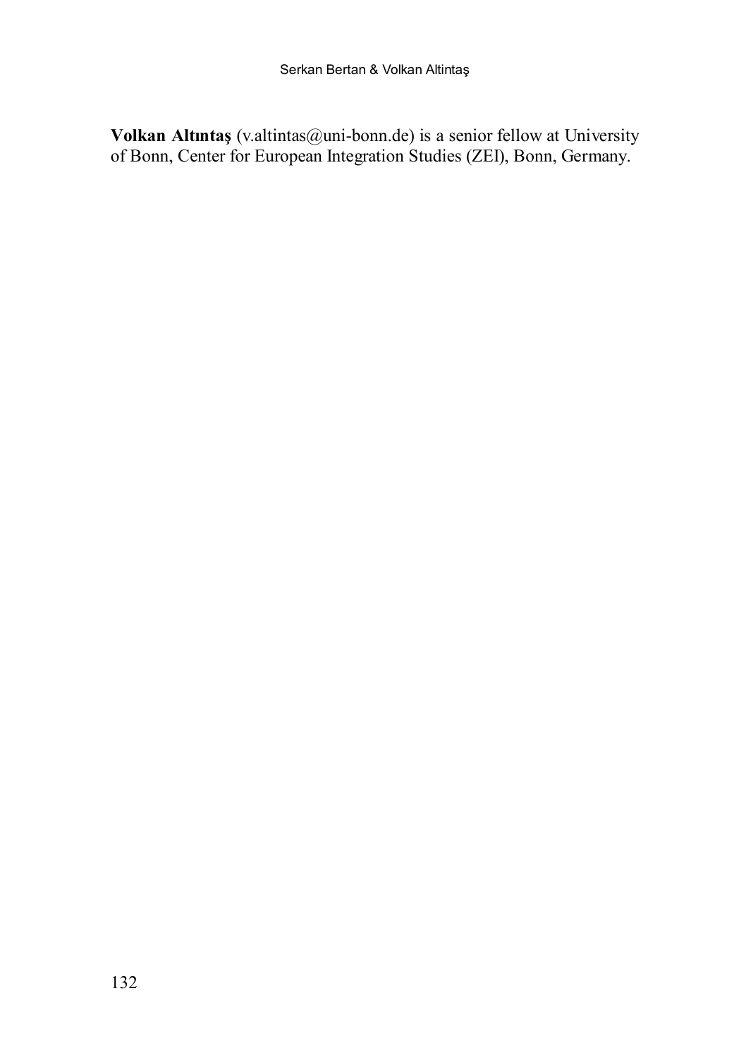**Volkan Altıntaş** (v.altintas@uni-bonn.de) is a senior fellow at University of Bonn, Center for European Integration Studies (ZEI), Bonn, Germany.